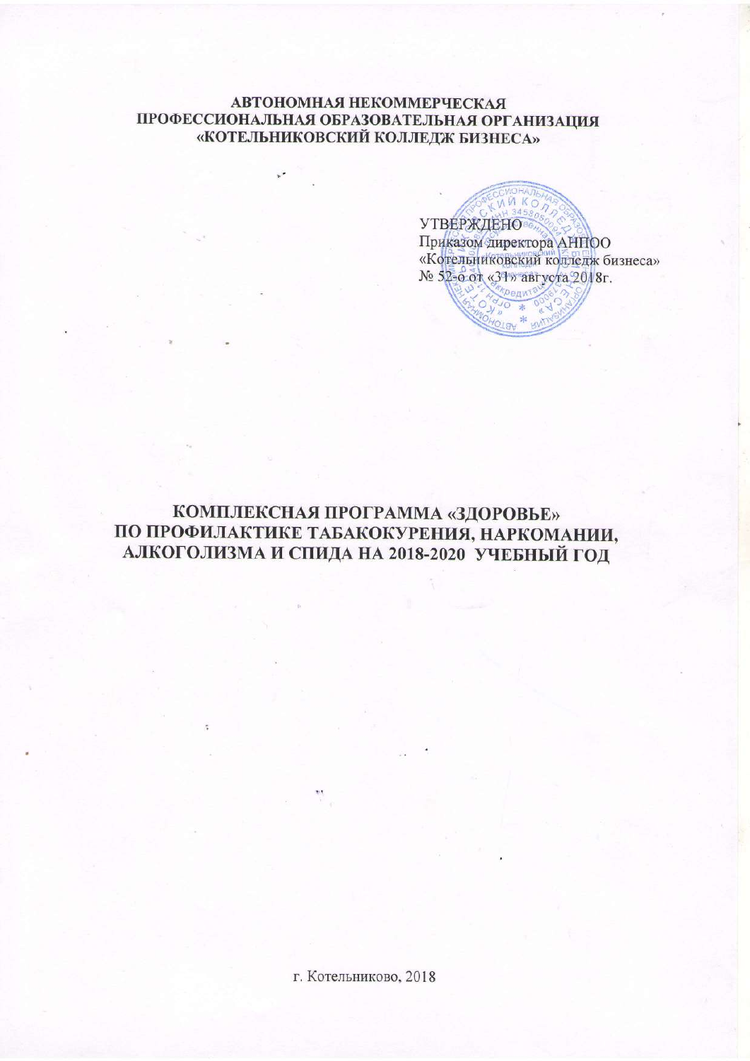**АВТОНОМНАЯ НЕКОММЕРЧЕСКАЯ**
**ПРОФЕССИОНАЛЬНАЯ ОБРАЗОВАТЕЛЬНАЯ ОРГАНИЗАЦИЯ**
**«КОТЕЛЬНИКОВСКИЙ КОЛЛЕДЖ БИЗНЕСА»**

УТВЕРЖДЕНО
Приказом директора АНПОО
«Котельниковский колледж бизнеса»
№ 52-о от «31» августа 2018г.

# КОМПЛЕКСНАЯ ПРОГРАММА «ЗДОРОВЬЕ» ПО ПРОФИЛАКТИКЕ ТАБАКОКУРЕНИЯ, НАРКОМАНИИ, АЛКОГОЛИЗМА И СПИДА НА 2018-2020 УЧЕБНЫЙ ГОД

г. Котельниково, 2018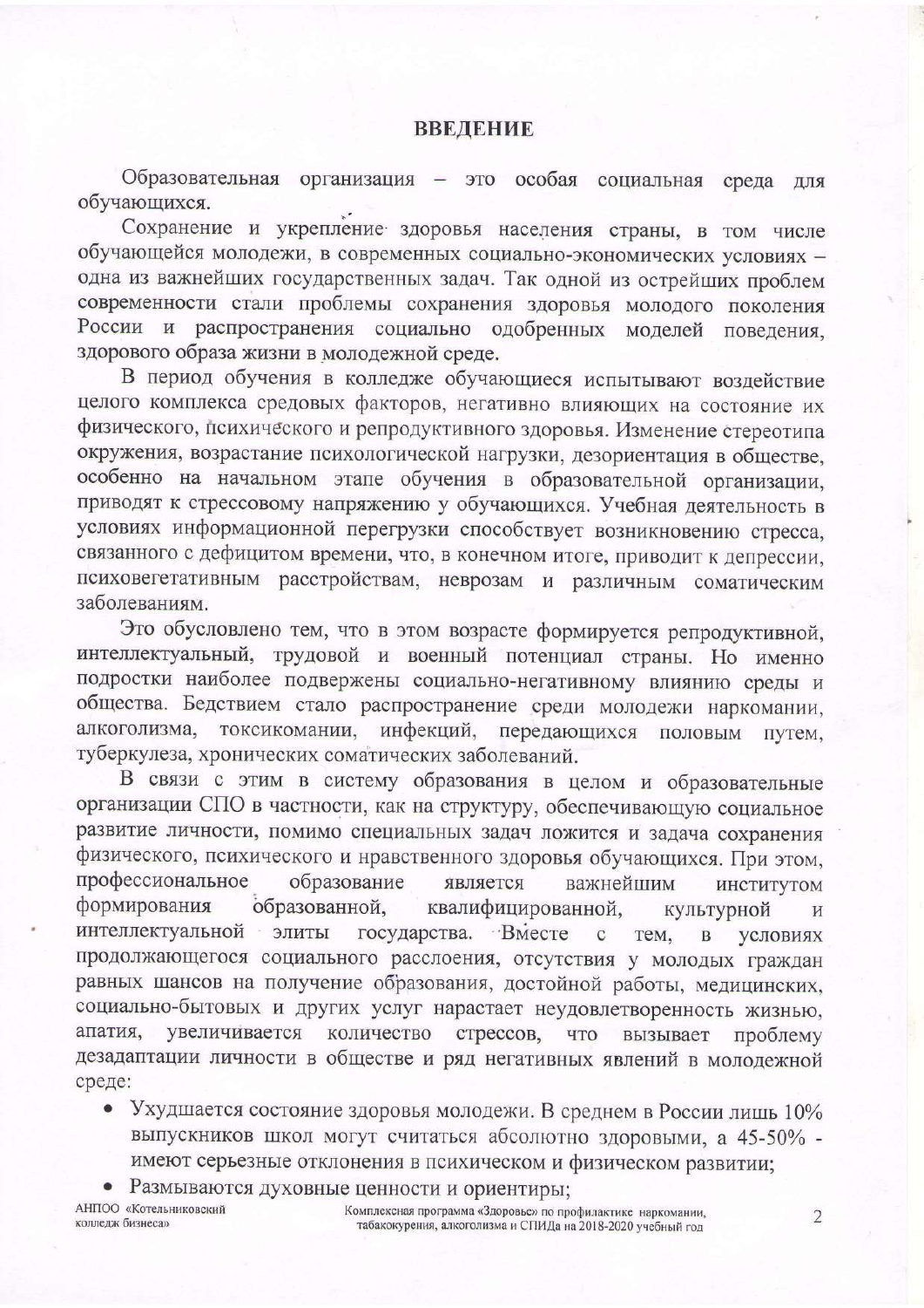# ВВЕДЕНИЕ

Образовательная организация – это особая социальная среда для обучающихся.

Сохранение и укрепление здоровья населения страны, в том числе обучающейся молодежи, в современных социально-экономических условиях – одна из важнейших государственных задач. Так одной из острейших проблем современности стали проблемы сохранения здоровья молодого поколения России и распространения социально одобренных моделей поведения, здорового образа жизни в молодежной среде.

В период обучения в колледже обучающиеся испытывают воздействие целого комплекса средовых факторов, негативно влияющих на состояние их физического, психического и репродуктивного здоровья. Изменение стереотипа окружения, возрастание психологической нагрузки, дезориентация в обществе, особенно на начальном этапе обучения в образовательной организации, приводят к стрессовому напряжению у обучающихся. Учебная деятельность в условиях информационной перегрузки способствует возникновению стресса, связанного с дефицитом времени, что, в конечном итоге, приводит к депрессии, психовегетативным расстройствам, неврозам и различным соматическим заболеваниям.

Это обусловлено тем, что в этом возрасте формируется репродуктивной, интеллектуальный, трудовой и военный потенциал страны. Но именно подростки наиболее подвержены социально-негативному влиянию среды и общества. Бедствием стало распространение среди молодежи наркомании, алкоголизма, токсикомании, инфекций, передающихся половым путем, туберкулеза, хронических соматических заболеваний.

В связи с этим в систему образования в целом и образовательные организации СПО в частности, как на структуру, обеспечивающую социальное развитие личности, помимо специальных задач ложится и задача сохранения физического, психического и нравственного здоровья обучающихся. При этом, профессиональное образование является важнейшим институтом формирования образованной, квалифицированной, культурной и интеллектуальной элиты государства. Вместе с тем, в условиях продолжающегося социального расслоения, отсутствия у молодых граждан равных шансов на получение образования, достойной работы, медицинских, социально-бытовых и других услуг нарастает неудовлетворенность жизнью, апатия, увеличивается количество стрессов, что вызывает проблему дезадаптации личности в обществе и ряд негативных явлений в молодежной среде:

- Ухудшается состояние здоровья молодежи. В среднем в России лишь 10% выпускников школ могут считаться абсолютно здоровыми, а 45-50% - имеют серьезные отклонения в психическом и физическом развитии;
- Размываются духовные ценности и ориентиры;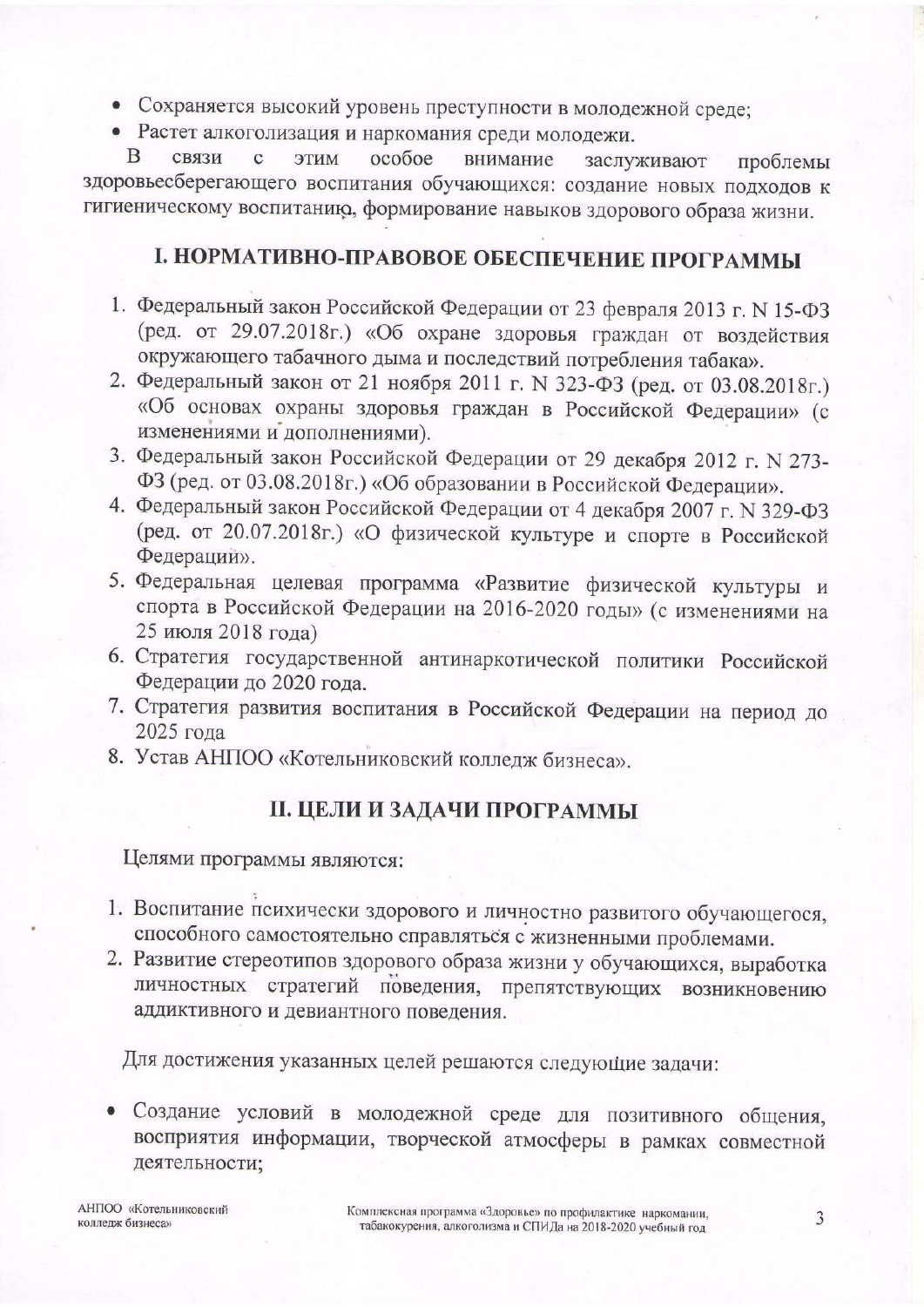- Сохраняется высокий уровень преступности в молодежной среде;
- Растет алкоголизация и наркомания среди молодежи.

В связи с этим особое внимание заслуживают проблемы здоровьесберегающего воспитания обучающихся: создание новых подходов к гигиеническому воспитанию, формирование навыков здорового образа жизни.

## I. НОРМАТИВНО-ПРАВОВОЕ ОБЕСПЕЧЕНИЕ ПРОГРАММЫ

1. Федеральный закон Российской Федерации от 23 февраля 2013 г. N 15-ФЗ (ред. от 29.07.2018г.) «Об охране здоровья граждан от воздействия окружающего табачного дыма и последствий потребления табака».
2. Федеральный закон от 21 ноября 2011 г. N 323-ФЗ (ред. от 03.08.2018г.) «Об основах охраны здоровья граждан в Российской Федерации» (с изменениями и дополнениями).
3. Федеральный закон Российской Федерации от 29 декабря 2012 г. N 273-ФЗ (ред. от 03.08.2018г.) «Об образовании в Российской Федерации».
4. Федеральный закон Российской Федерации от 4 декабря 2007 г. N 329-ФЗ (ред. от 20.07.2018г.) «О физической культуре и спорте в Российской Федерации».
5. Федеральная целевая программа «Развитие физической культуры и спорта в Российской Федерации на 2016-2020 годы» (с изменениями на 25 июля 2018 года)
6. Стратегия государственной антинаркотической политики Российской Федерации до 2020 года.
7. Стратегия развития воспитания в Российской Федерации на период до 2025 года
8. Устав АНПОО «Котельниковский колледж бизнеса».

## II. ЦЕЛИ И ЗАДАЧИ ПРОГРАММЫ

Целями программы являются:

1. Воспитание психически здорового и личностно развитого обучающегося, способного самостоятельно справляться с жизненными проблемами.
2. Развитие стереотипов здорового образа жизни у обучающихся, выработка личностных стратегий поведения, препятствующих возникновению аддиктивного и девиантного поведения.

Для достижения указанных целей решаются следующие задачи:

- Создание условий в молодежной среде для позитивного общения, восприятия информации, творческой атмосферы в рамках совместной деятельности;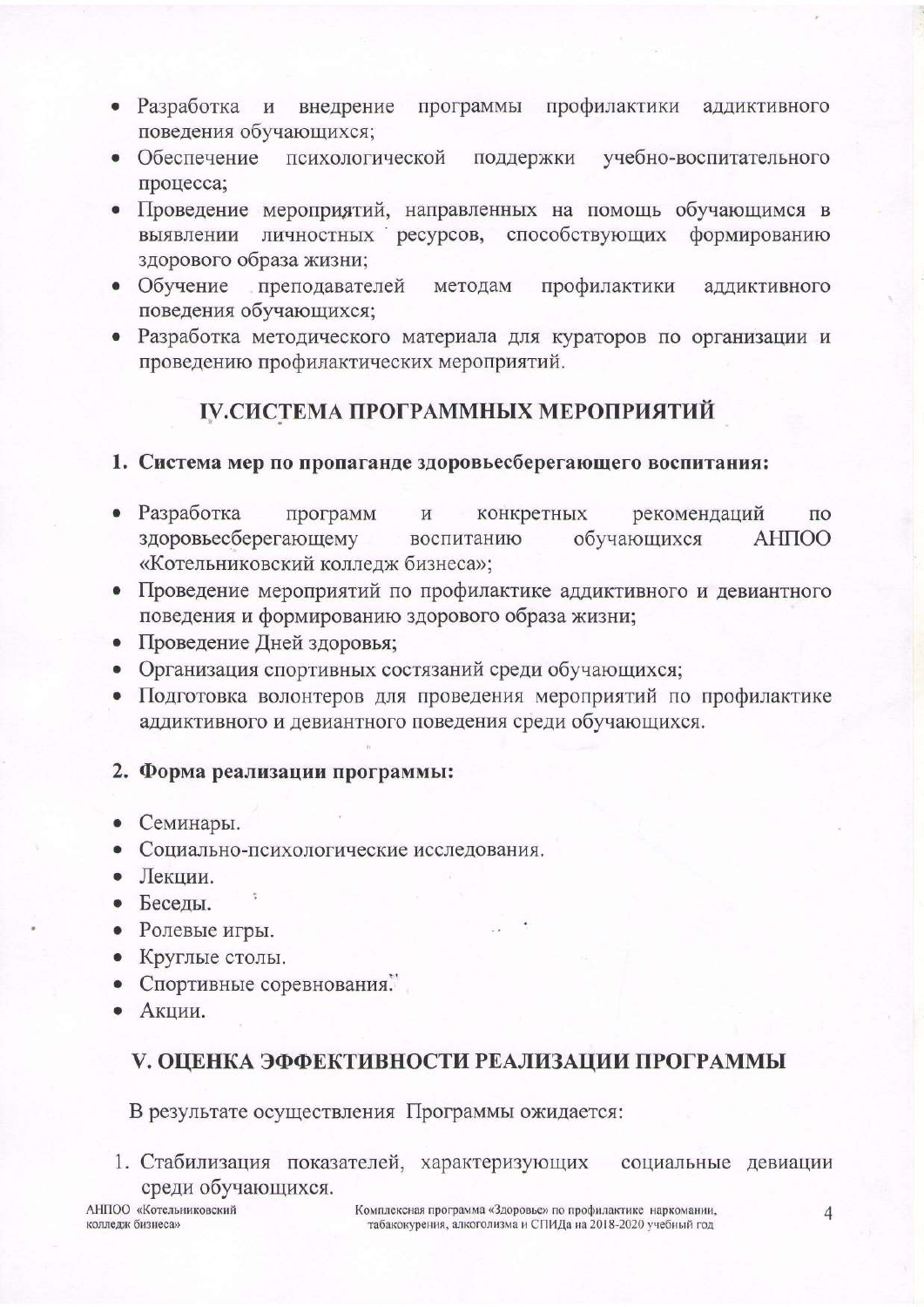- Разработка и внедрение программы профилактики аддиктивного поведения обучающихся;
- Обеспечение психологической поддержки учебно-воспитательного процесса;
- Проведение мероприятий, направленных на помощь обучающимся в выявлении личностных ресурсов, способствующих формированию здорового образа жизни;
- Обучение преподавателей методам профилактики аддиктивного поведения обучающихся;
- Разработка методического материала для кураторов по организации и проведению профилактических мероприятий.

## IV.СИСТЕМА ПРОГРАММНЫХ МЕРОПРИЯТИЙ

**1. Система мер по пропаганде здоровьесберегающего воспитания:**

- Разработка программ и конкретных рекомендаций по здоровьесберегающему воспитанию обучающихся АНПОО «Котельниковский колледж бизнеса»;
- Проведение мероприятий по профилактике аддиктивного и девиантного поведения и формированию здорового образа жизни;
- Проведение Дней здоровья;
- Организация спортивных состязаний среди обучающихся;
- Подготовка волонтеров для проведения мероприятий по профилактике аддиктивного и девиантного поведения среди обучающихся.

**2. Форма реализации программы:**

- Семинары.
- Социально-психологические исследования.
- Лекции.
- Беседы.
- Ролевые игры.
- Круглые столы.
- Спортивные соревнования.
- Акции.

## V. ОЦЕНКА ЭФФЕКТИВНОСТИ РЕАЛИЗАЦИИ ПРОГРАММЫ

В результате осуществления Программы ожидается:

1. Стабилизация показателей, характеризующих социальные девиации среди обучающихся.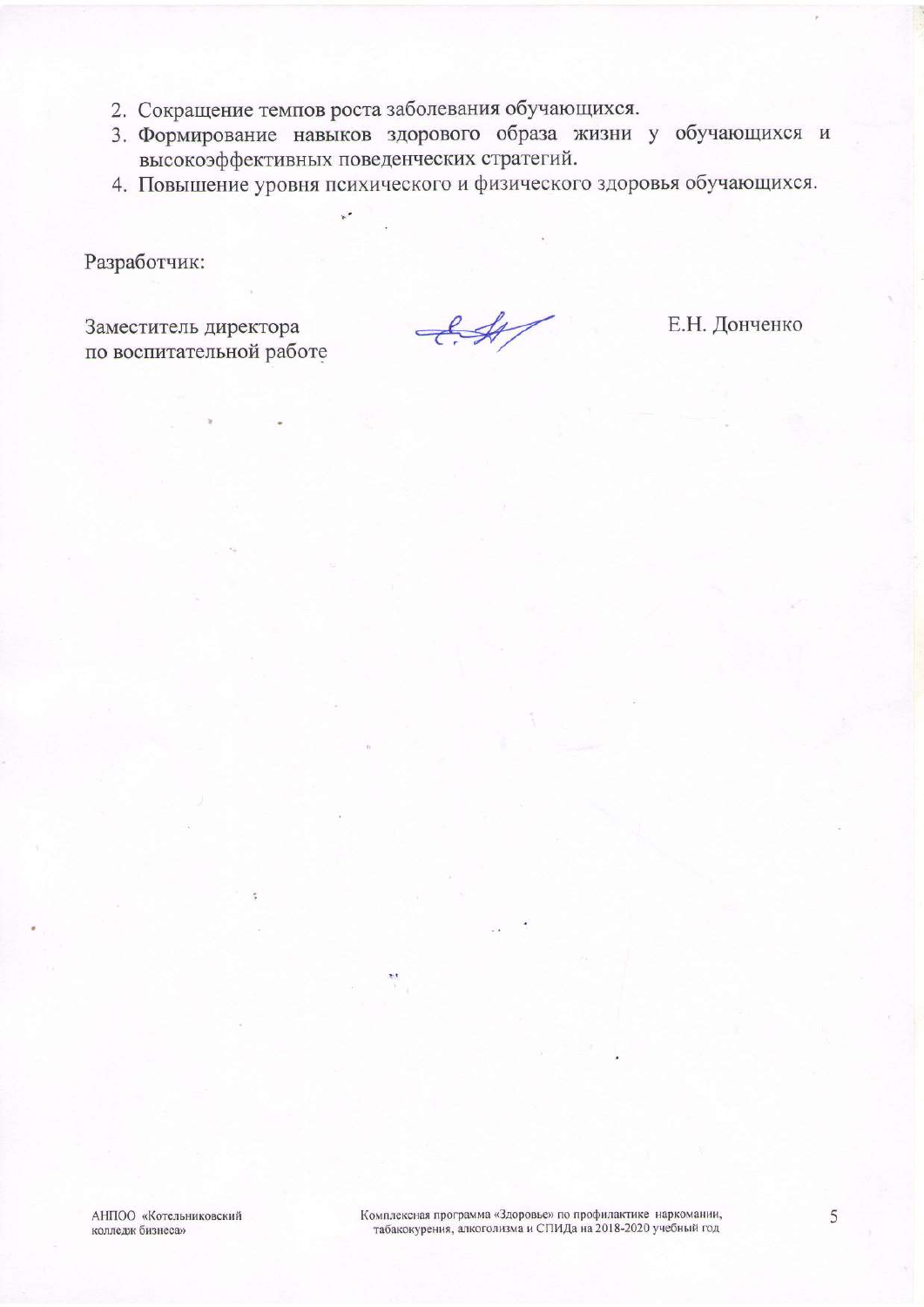2. Сокращение темпов роста заболевания обучающихся.
3. Формирование навыков здорового образа жизни у обучающихся и высокоэффективных поведенческих стратегий.
4. Повышение уровня психического и физического здоровья обучающихся.

Разработчик:

Заместитель директора по воспитательной работе — Е.Н. Донченко